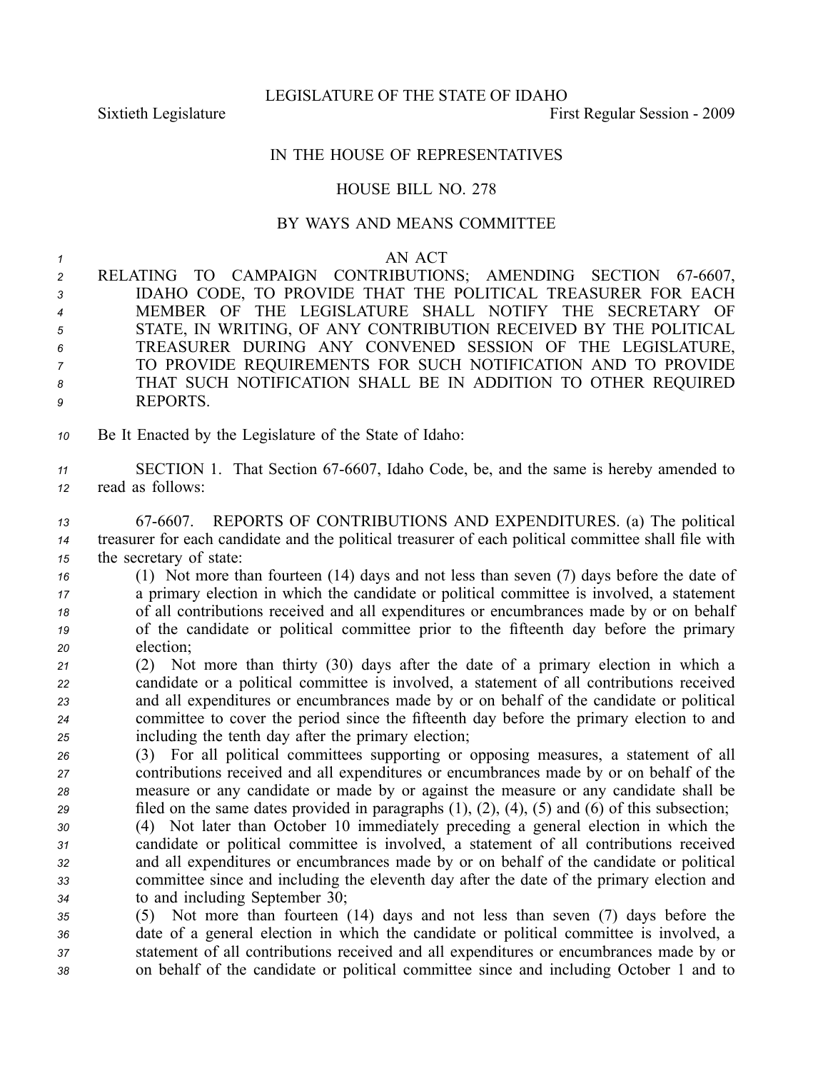LEGISLATURE OF THE STATE OF IDAHO

Sixtieth Legislature First Regular Session - 2009

IN THE HOUSE OF REPRESENTATIVES

HOUSE BILL NO. 278

BY WAYS AND MEANS COMMITTEE

AN ACT

RELATING TO CAMPAIGN CONTRIBUTIONS; AMENDING SECTION 67-6607, IDAHO CODE, TO PROVIDE THAT THE POLITICAL TREASURER FOR EACH MEMBER OF THE LEGISLATURE SHALL NOTIFY THE SECRETARY OF STATE, IN WRITING, OF ANY CONTRIBUTION RECEIVED BY THE POLITICAL TREASURER DURING ANY CONVENED SESSION OF THE LEGISLATURE, TO PROVIDE REQUIREMENTS FOR SUCH NOTIFICATION AND TO PROVIDE THAT SUCH NOTIFICATION SHALL BE IN ADDITION TO OTHER REQUIRED REPORTS.

Be It Enacted by the Legislature of the State of Idaho:

SECTION 1. That Section 67-6607, Idaho Code, be, and the same is hereby amended to read as follows:

67-6607. REPORTS OF CONTRIBUTIONS AND EXPENDITURES. (a) The political treasurer for each candidate and the political treasurer of each political committee shall file with the secretary of state:

(1) Not more than fourteen (14) days and not less than seven (7) days before the date of a primary election in which the candidate or political committee is involved, a statement of all contributions received and all expenditures or encumbrances made by or on behalf of the candidate or political committee prior to the fifteenth day before the primary election;

(2) Not more than thirty (30) days after the date of a primary election in which a candidate or a political committee is involved, a statement of all contributions received and all expenditures or encumbrances made by or on behalf of the candidate or political committee to cover the period since the fifteenth day before the primary election to and including the tenth day after the primary election;

(3) For all political committees supporting or opposing measures, a statement of all contributions received and all expenditures or encumbrances made by or on behalf of the measure or any candidate or made by or against the measure or any candidate shall be filed on the same dates provided in paragraphs (1), (2), (4), (5) and (6) of this subsection;

(4) Not later than October 10 immediately preceding a general election in which the candidate or political committee is involved, a statement of all contributions received and all expenditures or encumbrances made by or on behalf of the candidate or political committee since and including the eleventh day after the date of the primary election and to and including September 30;

(5) Not more than fourteen (14) days and not less than seven (7) days before the date of a general election in which the candidate or political committee is involved, a statement of all contributions received and all expenditures or encumbrances made by or on behalf of the candidate or political committee since and including October 1 and to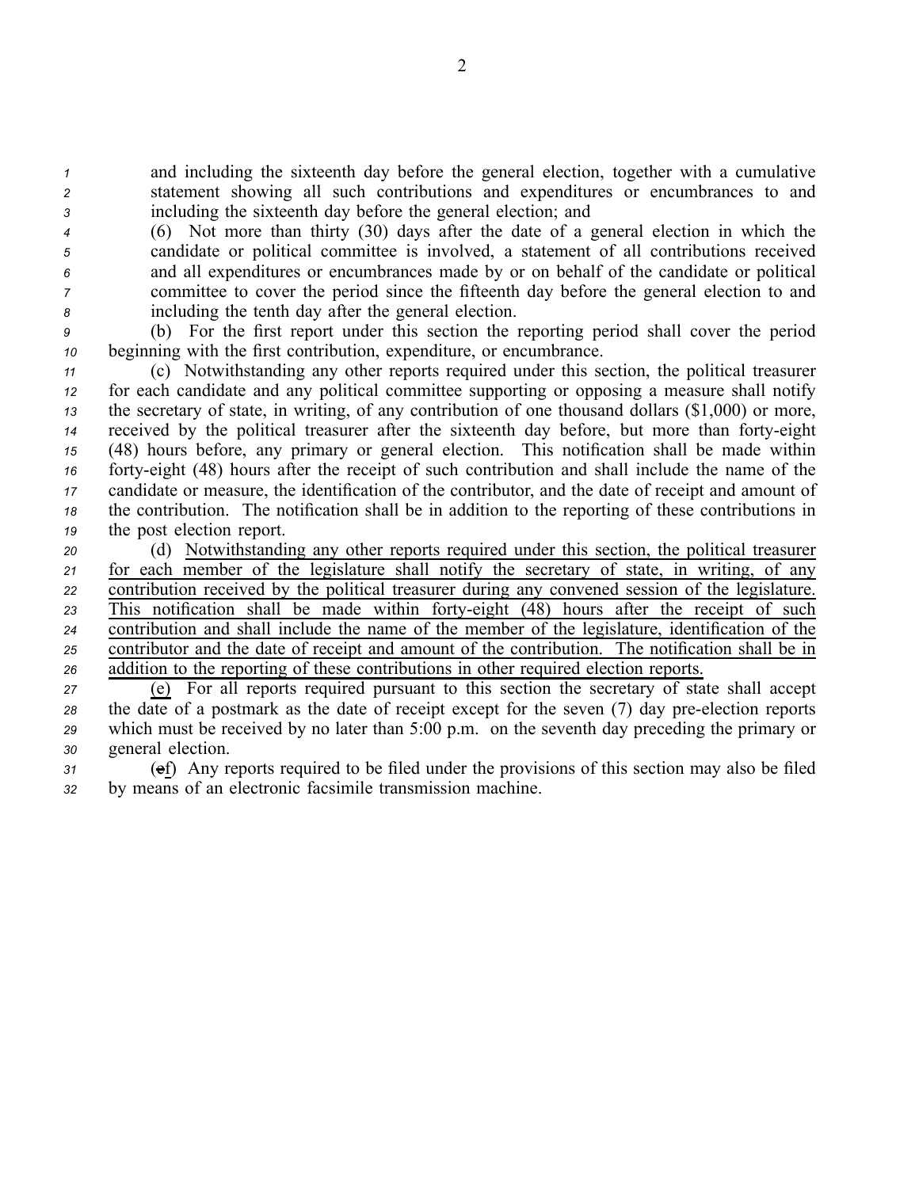and including the sixteenth day before the general election, together with a cumulative statement showing all such contributions and expenditures or encumbrances to and including the sixteenth day before the general election; and

(6) Not more than thirty (30) days after the date of a general election in which the candidate or political committee is involved, a statement of all contributions received and all expenditures or encumbrances made by or on behalf of the candidate or political committee to cover the period since the fifteenth day before the general election to and including the tenth day after the general election.

(b) For the first report under this section the reporting period shall cover the period beginning with the first contribution, expenditure, or encumbrance.

(c) Notwithstanding any other reports required under this section, the political treasurer for each candidate and any political committee supporting or opposing a measure shall notify the secretary of state, in writing, of any contribution of one thousand dollars ($1,000) or more, received by the political treasurer after the sixteenth day before, but more than forty-eight (48) hours before, any primary or general election. This notification shall be made within forty-eight (48) hours after the receipt of such contribution and shall include the name of the candidate or measure, the identification of the contributor, and the date of receipt and amount of the contribution. The notification shall be in addition to the reporting of these contributions in the post election report.

(d) Notwithstanding any other reports required under this section, the political treasurer for each member of the legislature shall notify the secretary of state, in writing, of any contribution received by the political treasurer during any convened session of the legislature. This notification shall be made within forty-eight (48) hours after the receipt of such contribution and shall include the name of the member of the legislature, identification of the contributor and the date of receipt and amount of the contribution. The notification shall be in addition to the reporting of these contributions in other required election reports.

(e) For all reports required pursuant to this section the secretary of state shall accept the date of a postmark as the date of receipt except for the seven (7) day pre-election reports which must be received by no later than 5:00 p.m. on the seventh day preceding the primary or general election.

(~~e~~f) Any reports required to be filed under the provisions of this section may also be filed by means of an electronic facsimile transmission machine.